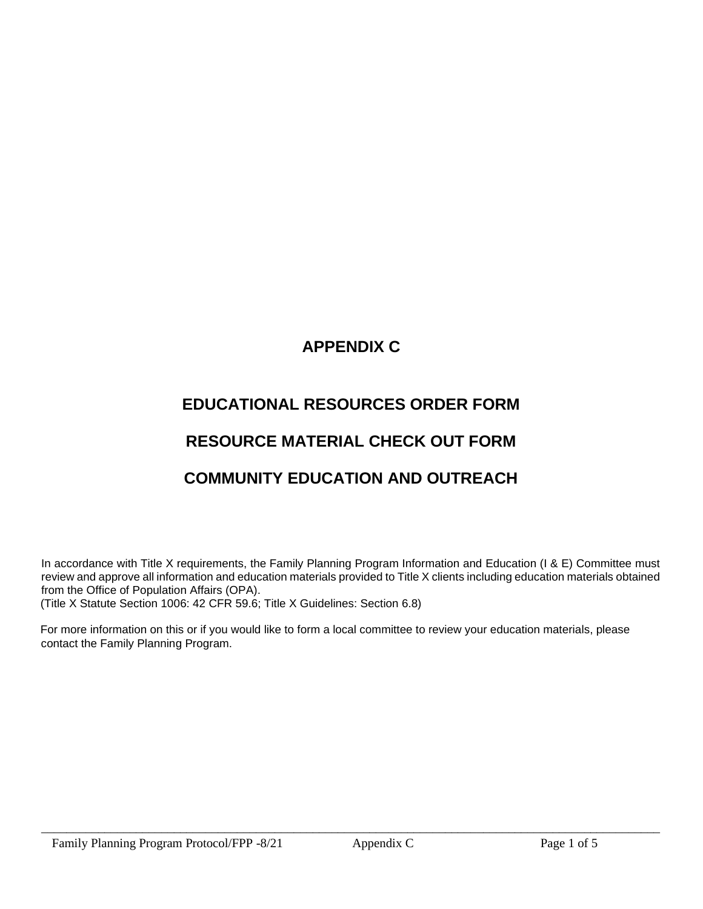# APPENDIX C

## EDUCATIONAL RESOURCES ORDER FORM

## RESOURCE MATERIAL CHECK OUT FORM

## COMMUNITY EDUCATION AND OUTREACH

In accordance with Title X requirements, the Family Planning Program Information and Education (I & E) Committee must review and approve all information and education materials provided to Title X clients including education materials obtained from the Office of Population Affairs (OPA).
(Title X Statute Section 1006: 42 CFR 59.6; Title X Guidelines: Section 6.8)

For more information on this or if you would like to form a local committee to review your education materials, please contact the Family Planning Program.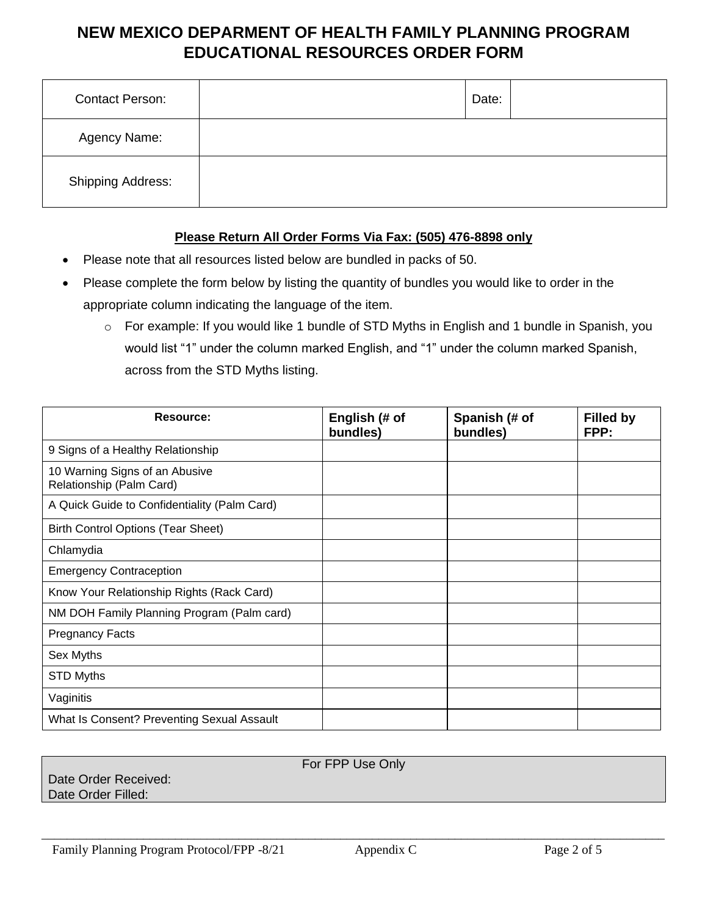# NEW MEXICO DEPARMENT OF HEALTH FAMILY PLANNING PROGRAM EDUCATIONAL RESOURCES ORDER FORM

| Contact Person: | | Date: | |
|---|---|---|---|
| Agency Name: | | | |
| Shipping Address: | | | |

**Please Return All Order Forms Via Fax: (505) 476-8898 only**

- Please note that all resources listed below are bundled in packs of 50.
- Please complete the form below by listing the quantity of bundles you would like to order in the appropriate column indicating the language of the item.
  - For example: If you would like 1 bundle of STD Myths in English and 1 bundle in Spanish, you would list "1" under the column marked English, and "1" under the column marked Spanish, across from the STD Myths listing.

| Resource: | English (# of bundles) | Spanish (# of bundles) | Filled by FPP: |
|---|---|---|---|
| 9 Signs of a Healthy Relationship | | | |
| 10 Warning Signs of an Abusive Relationship (Palm Card) | | | |
| A Quick Guide to Confidentiality (Palm Card) | | | |
| Birth Control Options (Tear Sheet) | | | |
| Chlamydia | | | |
| Emergency Contraception | | | |
| Know Your Relationship Rights (Rack Card) | | | |
| NM DOH Family Planning Program (Palm card) | | | |
| Pregnancy Facts | | | |
| Sex Myths | | | |
| STD Myths | | | |
| Vaginitis | | | |
| What Is Consent? Preventing Sexual Assault | | | |

For FPP Use Only

Date Order Received:

Date Order Filled:

Family Planning Program Protocol/FPP -8/21 Appendix C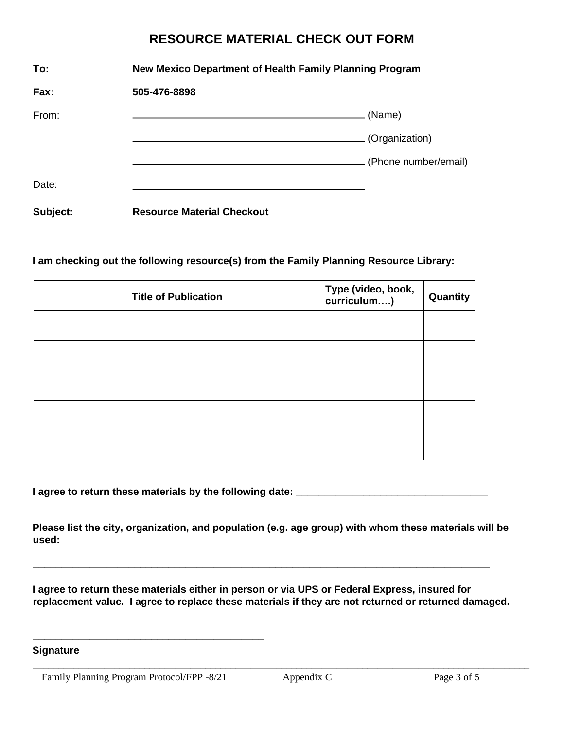# RESOURCE MATERIAL CHECK OUT FORM

**To:** **New Mexico Department of Health Family Planning Program**

**Fax:** **505-476-8898**

From: ______________________________ (Name)

______________________________ (Organization)

______________________________ (Phone number/email)

Date: ______________________________

**Subject:** **Resource Material Checkout**

**I am checking out the following resource(s) from the Family Planning Resource Library:**

| Title of Publication | Type (video, book, curriculum….) | Quantity |
|---|---|---|
| | | |
| | | |
| | | |
| | | |
| | | |

**I agree to return these materials by the following date: ______________________________**

**Please list the city, organization, and population (e.g. age group) with whom these materials will be used:**

______________________________________________________________________________

**I agree to return these materials either in person or via UPS or Federal Express, insured for replacement value. I agree to replace these materials if they are not returned or returned damaged.**

______________________________

**Signature**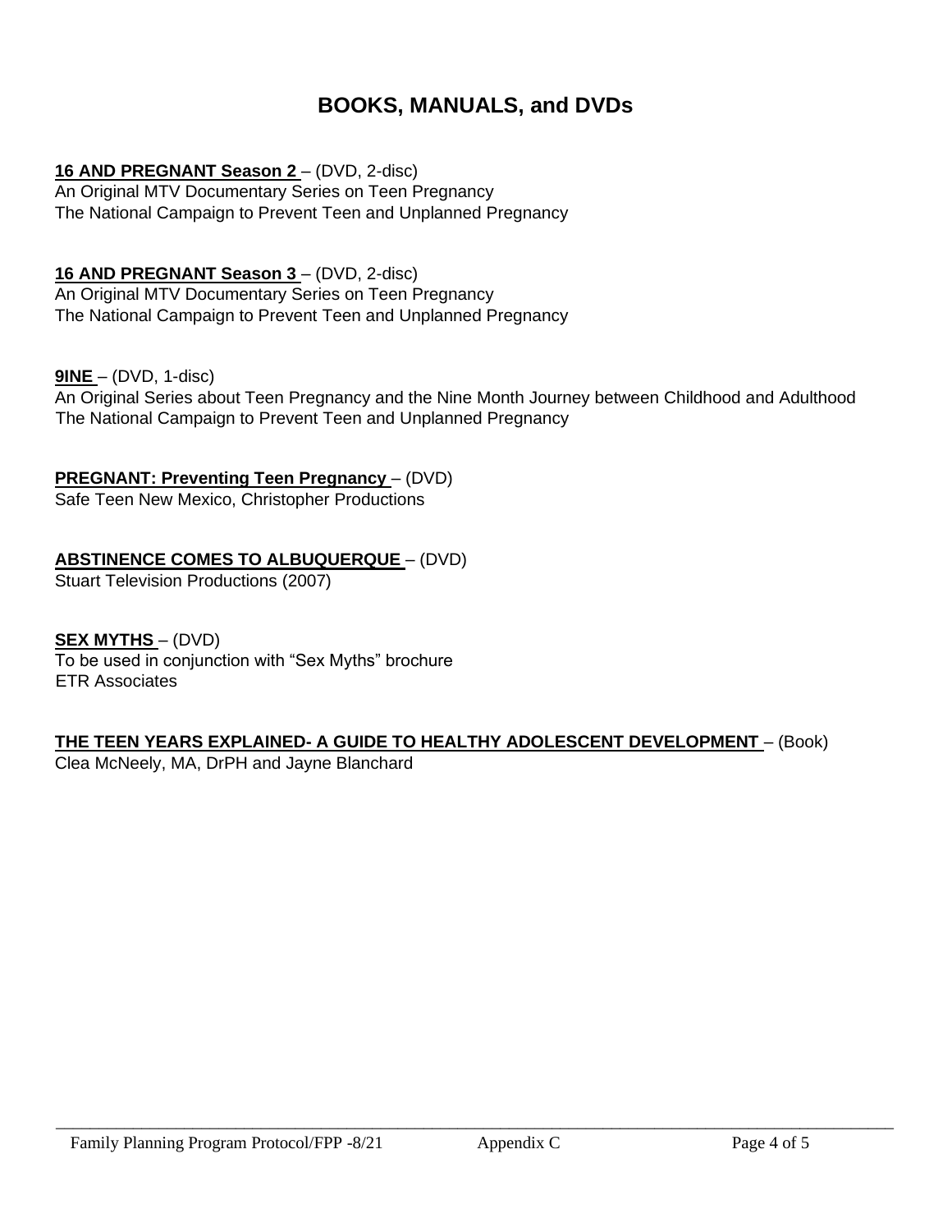# BOOKS, MANUALS, and DVDs

**16 AND PREGNANT Season 2** – (DVD, 2-disc)
An Original MTV Documentary Series on Teen Pregnancy
The National Campaign to Prevent Teen and Unplanned Pregnancy

**16 AND PREGNANT Season 3** – (DVD, 2-disc)
An Original MTV Documentary Series on Teen Pregnancy
The National Campaign to Prevent Teen and Unplanned Pregnancy

**9INE** – (DVD, 1-disc)
An Original Series about Teen Pregnancy and the Nine Month Journey between Childhood and Adulthood
The National Campaign to Prevent Teen and Unplanned Pregnancy

**PREGNANT: Preventing Teen Pregnancy** – (DVD)
Safe Teen New Mexico, Christopher Productions

**ABSTINENCE COMES TO ALBUQUERQUE** – (DVD)
Stuart Television Productions (2007)

**SEX MYTHS** – (DVD)
To be used in conjunction with "Sex Myths" brochure
ETR Associates

**THE TEEN YEARS EXPLAINED- A GUIDE TO HEALTHY ADOLESCENT DEVELOPMENT** – (Book)
Clea McNeely, MA, DrPH and Jayne Blanchard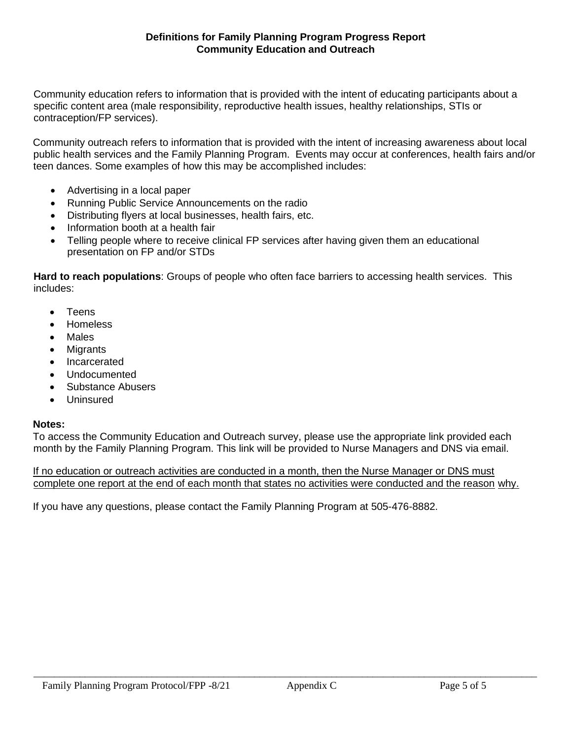# Definitions for Family Planning Program Progress Report
## Community Education and Outreach

Community education refers to information that is provided with the intent of educating participants about a specific content area (male responsibility, reproductive health issues, healthy relationships, STIs or contraception/FP services).

Community outreach refers to information that is provided with the intent of increasing awareness about local public health services and the Family Planning Program. Events may occur at conferences, health fairs and/or teen dances. Some examples of how this may be accomplished includes:

- Advertising in a local paper
- Running Public Service Announcements on the radio
- Distributing flyers at local businesses, health fairs, etc.
- Information booth at a health fair
- Telling people where to receive clinical FP services after having given them an educational presentation on FP and/or STDs

**Hard to reach populations**: Groups of people who often face barriers to accessing health services. This includes:

- Teens
- Homeless
- Males
- Migrants
- Incarcerated
- Undocumented
- Substance Abusers
- Uninsured

**Notes:**

To access the Community Education and Outreach survey, please use the appropriate link provided each month by the Family Planning Program. This link will be provided to Nurse Managers and DNS via email.

If no education or outreach activities are conducted in a month, then the Nurse Manager or DNS must complete one report at the end of each month that states no activities were conducted and the reason why.

If you have any questions, please contact the Family Planning Program at 505-476-8882.